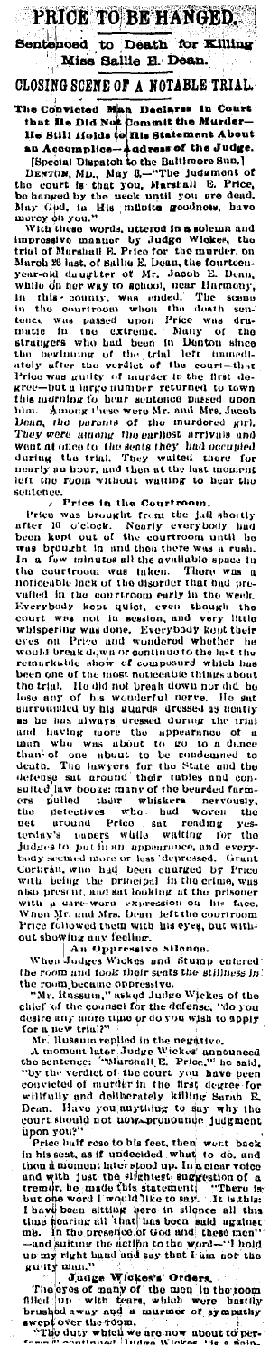# PRICE TO BE HANGED.

## Sentenced to Death for Killing Miss Sallie E. Dean.

## CLOSING SCENE OF A NOTABLE TRIAL.

**The Convicted Man Declares in Court that He Did Not Commit the Murder—He Still Holds to His Statement About an Accomplice—Address of the Judge.**

[Special Dispatch to the Baltimore Sun.]

DENTON, MD., May 3.—"The judgment of the court is that you, Marshall E. Price, be hanged by the neck until you are dead. May God, in His infinite goodness, have mercy on you."

With these words, uttered in a solemn and impressive manner by Judge Wickes, the trial of Marshall E. Price for the murder, on March 28 last, of Sallie E. Dean, the fourteen-year-old daughter of Mr. Jacob E. Dean, while on her way to school, near Harmony, in this county, was ended. The scene in the courtroom when the death sentence was passed upon Price was dramatic in the extreme. Many of the strangers who had been in Denton since the beginning of the trial left immediately after the verdict of the court—that Price was guilty of murder in the first degree—but a large number returned to town this morning to hear sentence passed upon him. Among these were Mr. and Mrs. Jacob Dean, the parents of the murdered girl. They were among the earliest arrivals and went at once to the seats they had occupied during the trial. They waited there for nearly an hour, and then at the last moment left the room without waiting to hear the sentence.

### Price in the Courtroom.

Price was brought from the jail shortly after 10 o'clock. Nearly everybody had been kept out of the courtroom until he was brought in and then there was a rush. In a few minutes all the available space in the courtroom was taken. There was a noticeable lack of the disorder that had prevailed in the courtroom early in the week. Everybody kept quiet, even though the court was not in session, and very little whispering was done. Everybody kept their eyes on Price and wondered whether he would break down or continue to the last the remarkable show of composure which has been one of the most noticeable things about the trial. He did not break down nor did he lose any of his wonderful nerve. He sat surrounded by his guards dressed as neatly as he has always dressed during the trial and having more the appearance of a man who was about to go to a dance than of one about to be condemned to death. The lawyers for the State and the defense sat around their tables and consulted law books; many of the bearded farmers pulled their whiskers nervously, the detectives who had woven the net around Price sat reading yesterday's papers while waiting for the Judges to put in an appearance, and everybody seemed more or less depressed. Grant Corkran, who had been charged by Price with being the principal in the crime, was also present, and sat looking at the prisoner with a care-worn expression on his face. When Mr. and Mrs. Dean left the courtroom Price followed them with his eyes, but without showing any feeling.

### An Oppressive Silence.

When Judges Wickes and Stump entered the room and took their seats the stillness in the room became oppressive.

"Mr. Russum," asked Judge Wickes of the chief of the counsel for the defense, "do you desire any more time or do you wish to apply for a new trial?"

Mr. Russum replied in the negative.

A moment later Judge Wickes announced the sentence: "Marshall E. Price," he said, "by the verdict of the court you have been convicted of murder in the first degree for willfully and deliberately killing Sarah E. Dean. Have you anything to say why the court should not now pronounce judgment upon you?"

Price half rose to his feet, then went back in his seat, as if undecided what to do, and then a moment later stood up. In a clear voice and with just the slightest suggestion of a tremor, he made this statement: "There is but one word I would like to say. It is this: I have been sitting here in silence all this time hearing all that has been said against me. In the presence of God and these men—and suiting the action to the word—"I hold up my right hand and say that I am not the guilty man."

### Judge Wickes's Orders.

The eyes of many of the men in the room filled with tears, which were hastily brushed away and a murmur of sympathy swept over the room.

"The duty which we are now about to perform," continued Judge Wickes, "is a pain-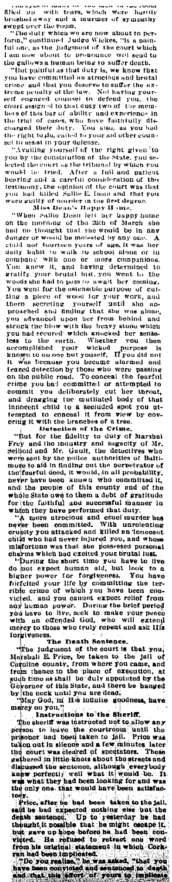filled up with tears, which were hastily brushed away and a murmur of sympathy swept over the room.

"The duty which we are now about to perform," continued Judge Wickes, "is a painful one, as the judgment of the court which I am now about to pronounce will send to the gallows a human being to suffer death.

"But painful as that duty is, we know that you have committed an atrocious and brutal crime and that you deserve to suffer the extreme penalty of the law. Not having yourself engaged counsel to defend you, the court assigned to that duty two of the members of this bar of ability and experience in the trial of cases, who have faithfully discharged their duty. You also, as you had the right to do, called to your aid other counsel to assist in your defense.

"Availing yourself of the right given to you by the constitution of the State, you selected the court as the tribunal by which you would be tried. After a full and patient hearing and a careful consideration of the testimony, the opinion of the court was that you had killed Sallie E. Dean and that you were guilty of murder in the first degree.

### Miss Dean's Happy Home.

"When Sallie Dean left her happy home on the morning of the 20th of March she had no thought that she would be in any danger or would be molested by any one. A child not fourteen years of age, it was her daily habit to walk to school alone or in company with one or more companions. You knew it, and having determined to gratify your brutal lust, you went to the woods she had to pass to await her coming. You went for the ostensible purpose of cutting a piece of wood for your work, and there secreting yourself until she approached and finding that she was alone, you advanced upon her from behind and struck the blow with the heavy stone which you had secured which knocked her senseless to the earth. Whether you then accomplished your wicked purpose is known to no one but yourself. If you did not it was because you became alarmed and feared detection by those who were passing on the public road. To conceal the fearful crime you had committed or attempted to commit you deliberately cut her throat, and dragging the mutilated body of that innocent child to a secluded spot you attempted to conceal it from view by covering it with the branches of a tree.

### Detection of the Crime.

"But for the fidelity to duty of Marshal Frey and the industry and sagacity of Mr. Seibold and Mr. Gault, the detectives who were sent by the police authorities of Baltimore to aid in finding out the perpetrator of the fearful deed, it would, in all probability, never have been known who committed it, and the people of this county and of the whole State owe to them a debt of gratitude for the faithful and successful manner in which they have performed that duty.

"A more atrocious and cruel murder has never been committed. With unrelenting cruelty you attacked and killed an innocent child who had never injured you, and whose misfortune was that she possessed personal charms which had excited your brutal lust.

"During the short time you have to live do not expect human aid, but look to a higher power for forgiveness. You have forfeited your life by committing the terrible crime of which you have been convicted, and you cannot expect relief from any human power. During the brief period you have to live, seek to make your peace with an offended God, who will extend mercy to those who truly repent and ask His forgiveness.

### The Death Sentence.

"The judgment of the court is that you, Marshall E. Price, be taken to the jail of Caroline county, from where you came, and from thence to the place of execution, at such time as shall be duly appointed by the Governor of this State, and there be hanged by the neck until you are dead.

"May God, in His infinite goodness, have mercy on you."

### Instructions to the Sheriff.

The sheriff was instructed not to allow any person to leave the courtroom until the prisoner had been taken to jail. Price was taken out in silence and a few minutes later the court was cleared of spectators. These gathered in little knots about the streets and discussed the sentence, although everybody knew perfectly well what it would be. It was what they had been looking for and was the only one that would have been satisfactory.

Price, after he had been taken to the jail, said he had expected nothing else but the death sentence. Up to yesterday he had thought it possible that he might escape it, but gave up hope before he had been convicted. He refused to retract one word from his original statement in which Carran had been implicated.

"Do you realize," he was asked, "that you have been convicted and sentenced to death and that this effort of yours to implicate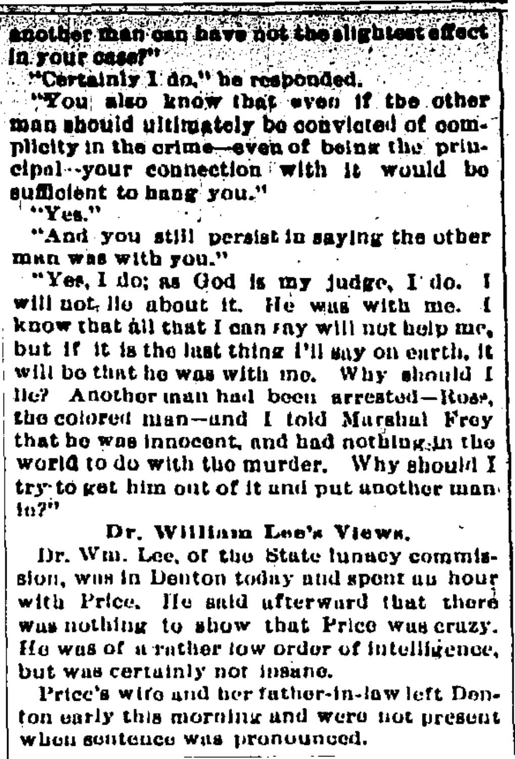another man can have not the slightest effect in your case?"

"Certainly I do," he responded.

"You also know that even if the other man should ultimately be convicted of complicity in the crime—even of being the principal--your connection with it would be sufficient to hang you."

"Yes."

"And you still persist in saying the other man was with you."

"Yes, I do; as God is my judge, I do. I will not lie about it. He was with me. I know that all that I can say will not help me, but if it is the last thing I'll say on earth, it will be that he was with me. Why should I lie? Another man had been arrested—Rose, the colored man—and I told Marshal Frey that he was innocent, and had nothing in the world to do with the murder. Why should I try to get him out of it and put another man in?"

### Dr. William Lee's Views.

Dr. Wm. Lee, of the State lunacy commission, was in Denton today and spent an hour with Price. He said afterward that there was nothing to show that Price was crazy. He was of a rather low order of intelligence, but was certainly not insane.

Price's wife and her father-in-law left Denton early this morning and were not present when sentence was pronounced.